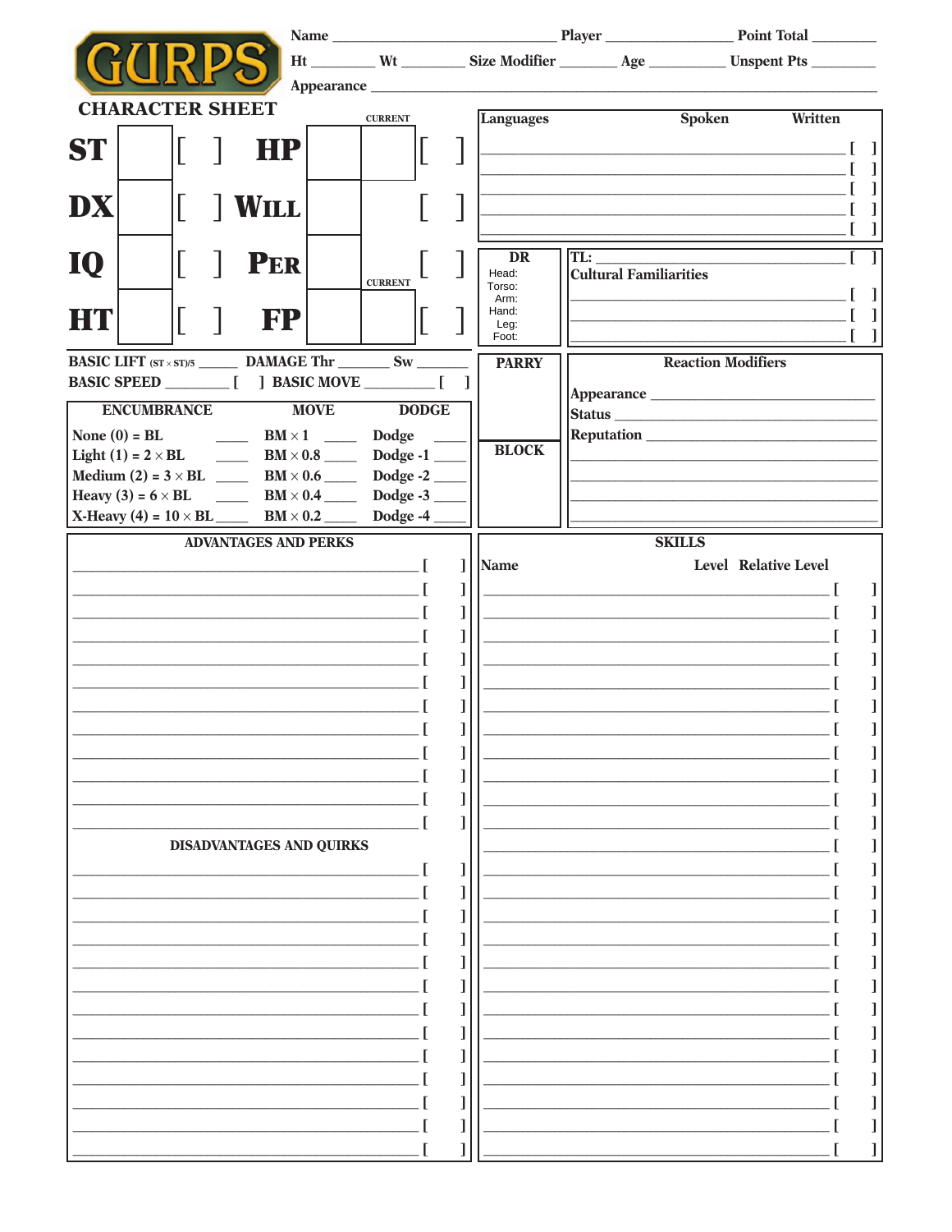# GURPS

## CHARACTER SHEET

Name ____________________ Player ____________ Point Total ________

Ht ________ Wt ________ Size Modifier ________ Age ________ Unspent Pts ________

Appearance ____________________________________________

| | | | | | CURRENT | |
|---|---|---|---|---|---|---|
| **ST** | | [ ] | **HP** | | | [ ] |
| **DX** | | [ ] | **WILL** | | | [ ] |
| **IQ** | | [ ] | **PER** | | | [ ] |
| **HT** | | [ ] | **FP** | | | [ ] |

(CURRENT column also applies to FP)

BASIC LIFT (ST × ST)/5 ______ DAMAGE Thr ______ Sw ______

BASIC SPEED ________ [ ] BASIC MOVE ________ [ ]

| ENCUMBRANCE | | MOVE | DODGE |
|---|---|---|---|
| None (0) = BL | ____ | BM × 1 ____ | Dodge ____ |
| Light (1) = 2 × BL | ____ | BM × 0.8 ____ | Dodge -1 ____ |
| Medium (2) = 3 × BL | ____ | BM × 0.6 ____ | Dodge -2 ____ |
| Heavy (3) = 6 × BL | ____ | BM × 0.4 ____ | Dodge -3 ____ |
| X-Heavy (4) = 10 × BL | ____ | BM × 0.2 ____ | Dodge -4 ____ |

| Languages | Spoken | Written |
|---|---|---|
| ____________________ | | [ ] |
| ____________________ | | [ ] |
| ____________________ | | [ ] |
| ____________________ | | [ ] |
| ____________________ | | [ ] |

**DR**
Head:
Torso:
Arm:
Hand:
Leg:
Foot:

TL: ____________________ [ ]

**Cultural Familiarities**

____________________ [ ]
____________________ [ ]
____________________ [ ]

**PARRY**

**BLOCK**

**Reaction Modifiers**

Appearance ____________________
Status ____________________
Reputation ____________________
____________________
____________________
____________________
____________________

## ADVANTAGES AND PERKS

____________________ [ ]
____________________ [ ]
____________________ [ ]
____________________ [ ]
____________________ [ ]
____________________ [ ]
____________________ [ ]
____________________ [ ]
____________________ [ ]
____________________ [ ]
____________________ [ ]
____________________ [ ]

## DISADVANTAGES AND QUIRKS

____________________ [ ]
____________________ [ ]
____________________ [ ]
____________________ [ ]
____________________ [ ]
____________________ [ ]
____________________ [ ]
____________________ [ ]
____________________ [ ]
____________________ [ ]
____________________ [ ]
____________________ [ ]
____________________ [ ]

## SKILLS

| Name | Level | Relative Level |
|---|---|---|
| ____________________ | | [ ] |
| ____________________ | | [ ] |
| ____________________ | | [ ] |
| ____________________ | | [ ] |
| ____________________ | | [ ] |
| ____________________ | | [ ] |
| ____________________ | | [ ] |
| ____________________ | | [ ] |
| ____________________ | | [ ] |
| ____________________ | | [ ] |
| ____________________ | | [ ] |
| ____________________ | | [ ] |
| ____________________ | | [ ] |
| ____________________ | | [ ] |
| ____________________ | | [ ] |
| ____________________ | | [ ] |
| ____________________ | | [ ] |
| ____________________ | | [ ] |
| ____________________ | | [ ] |
| ____________________ | | [ ] |
| ____________________ | | [ ] |
| ____________________ | | [ ] |
| ____________________ | | [ ] |
| ____________________ | | [ ] |
| ____________________ | | [ ] |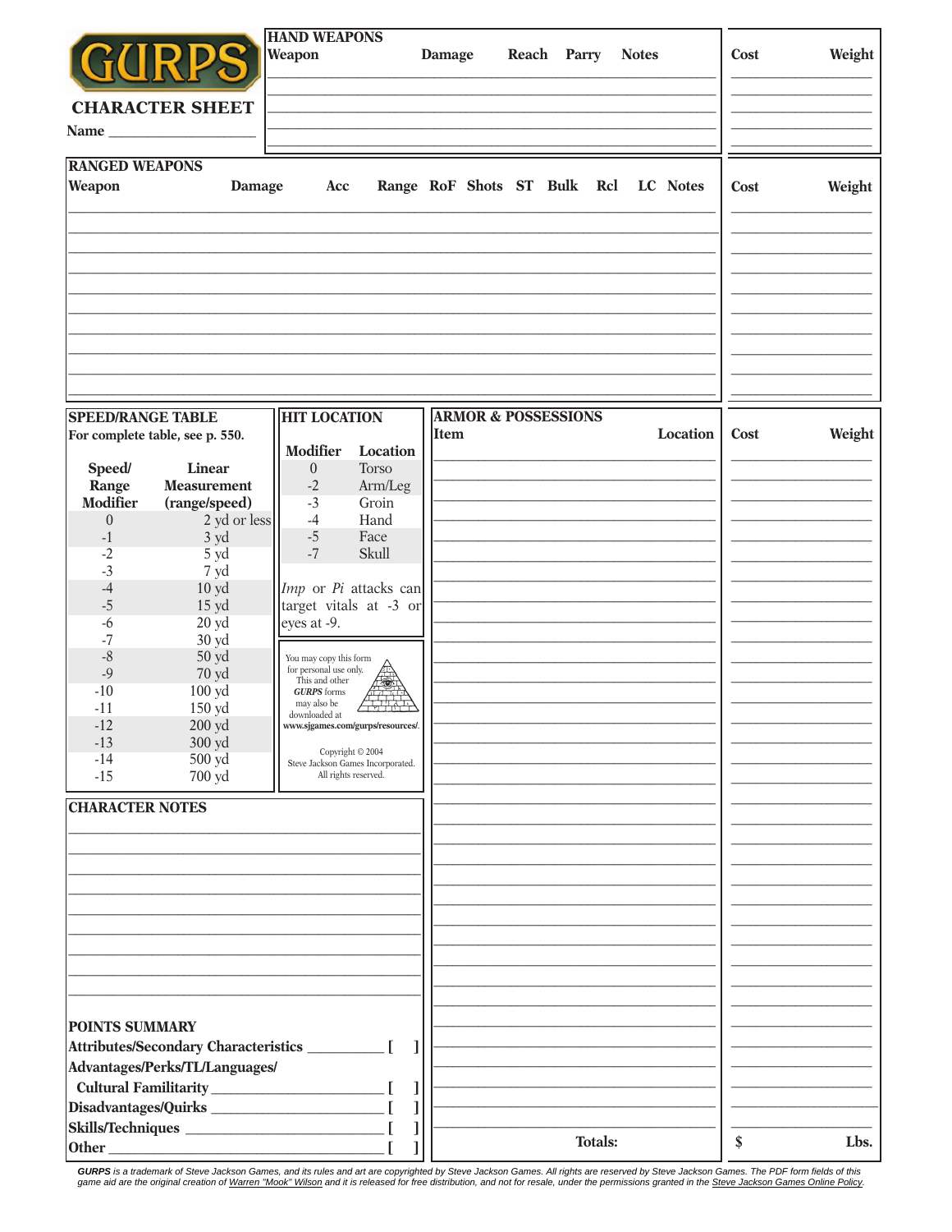# GURPS CHARACTER SHEET

Name ____________________

## HAND WEAPONS

| Weapon | Damage | Reach | Parry | Notes | Cost | Weight |
|---|---|---|---|---|---|---|
| | | | | | | |
| | | | | | | |
| | | | | | | |
| | | | | | | |

## RANGED WEAPONS

| Weapon | Damage | Acc | Range | RoF | Shots | ST | Bulk | Rcl | LC | Notes | Cost | Weight |
|---|---|---|---|---|---|---|---|---|---|---|---|---|
| | | | | | | | | | | | | |
| | | | | | | | | | | | | |
| | | | | | | | | | | | | |
| | | | | | | | | | | | | |
| | | | | | | | | | | | | |
| | | | | | | | | | | | | |
| | | | | | | | | | | | | |
| | | | | | | | | | | | | |
| | | | | | | | | | | | | |
| | | | | | | | | | | | | |

## SPEED/RANGE TABLE

**For complete table, see p. 550.**

| Speed/ Range Modifier | Linear Measurement (range/speed) |
|---|---|
| 0 | 2 yd or less |
| -1 | 3 yd |
| -2 | 5 yd |
| -3 | 7 yd |
| -4 | 10 yd |
| -5 | 15 yd |
| -6 | 20 yd |
| -7 | 30 yd |
| -8 | 50 yd |
| -9 | 70 yd |
| -10 | 100 yd |
| -11 | 150 yd |
| -12 | 200 yd |
| -13 | 300 yd |
| -14 | 500 yd |
| -15 | 700 yd |

## HIT LOCATION

| Modifier | Location |
|---|---|
| 0 | Torso |
| -2 | Arm/Leg |
| -3 | Groin |
| -4 | Hand |
| -5 | Face |
| -7 | Skull |

*Imp* or *Pi* attacks can target vitals at -3 or eyes at -9.

You may copy this form for personal use only. This and other *GURPS* forms may also be downloaded at www.sjgames.com/gurps/resources/.

Copyright © 2004 Steve Jackson Games Incorporated. All rights reserved.

## ARMOR & POSSESSIONS

| Item | Location | Cost | Weight |
|---|---|---|---|
| | | | |
| | | | |
| | | | |
| | | | |
| | | | |
| | | | |
| | | | |
| | | | |
| | | | |
| | | | |
| | | | |
| | | | |
| | | | |
| | | | |
| | | | |
| | | | |
| | | | |
| | | | |
| | | | |
| | | | |
| | | | |
| | | | |
| | | | |
| | | | |
| | | | |
| | | | |
| | | | |
| | | | |
| | | | |
| | | | |
| | | | |
| | | | |
| | | | |
| | | | |
| | Totals: | $ | Lbs. |

## CHARACTER NOTES

## POINTS SUMMARY

Attributes/Secondary Characteristics __________ [ ]

Advantages/Perks/TL/Languages/ Cultural Familiarity __________ [ ]

Disadvantages/Quirks __________ [ ]

Skills/Techniques __________ [ ]

Other __________ [ ]

***GURPS** is a trademark of Steve Jackson Games, and its rules and art are copyrighted by Steve Jackson Games. All rights are reserved by Steve Jackson Games. The PDF form fields of this game aid are the original creation of Warren "Mook" Wilson and it is released for free distribution, and not for resale, under the permissions granted in the Steve Jackson Games Online Policy.*